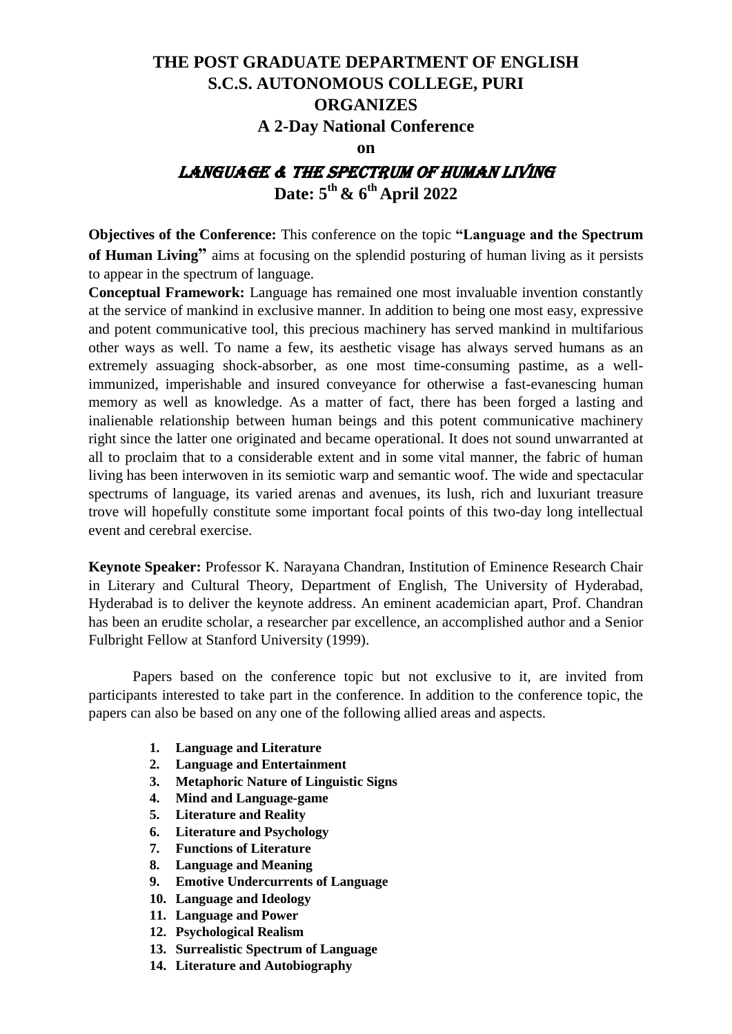# THE POST GRADUATE DEPARTMENT OF ENGLISH
# S.C.S. AUTONOMOUS COLLEGE, PURI
## ORGANIZES
### A 2-Day National Conference
### on
## LANGUAGE & THE SPECTRUM OF HUMAN LIVING
### Date: 5th & 6th April 2022

**Objectives of the Conference:** This conference on the topic **"Language and the Spectrum of Human Living"** aims at focusing on the splendid posturing of human living as it persists to appear in the spectrum of language.

**Conceptual Framework:** Language has remained one most invaluable invention constantly at the service of mankind in exclusive manner. In addition to being one most easy, expressive and potent communicative tool, this precious machinery has served mankind in multifarious other ways as well. To name a few, its aesthetic visage has always served humans as an extremely assuaging shock-absorber, as one most time-consuming pastime, as a well-immunized, imperishable and insured conveyance for otherwise a fast-evanescing human memory as well as knowledge. As a matter of fact, there has been forged a lasting and inalienable relationship between human beings and this potent communicative machinery right since the latter one originated and became operational. It does not sound unwarranted at all to proclaim that to a considerable extent and in some vital manner, the fabric of human living has been interwoven in its semiotic warp and semantic woof. The wide and spectacular spectrums of language, its varied arenas and avenues, its lush, rich and luxuriant treasure trove will hopefully constitute some important focal points of this two-day long intellectual event and cerebral exercise.

**Keynote Speaker:** Professor K. Narayana Chandran, Institution of Eminence Research Chair in Literary and Cultural Theory, Department of English, The University of Hyderabad, Hyderabad is to deliver the keynote address. An eminent academician apart, Prof. Chandran has been an erudite scholar, a researcher par excellence, an accomplished author and a Senior Fulbright Fellow at Stanford University (1999).

Papers based on the conference topic but not exclusive to it, are invited from participants interested to take part in the conference. In addition to the conference topic, the papers can also be based on any one of the following allied areas and aspects.

1. **Language and Literature**
2. **Language and Entertainment**
3. **Metaphoric Nature of Linguistic Signs**
4. **Mind and Language-game**
5. **Literature and Reality**
6. **Literature and Psychology**
7. **Functions of Literature**
8. **Language and Meaning**
9. **Emotive Undercurrents of Language**
10. **Language and Ideology**
11. **Language and Power**
12. **Psychological Realism**
13. **Surrealistic Spectrum of Language**
14. **Literature and Autobiography**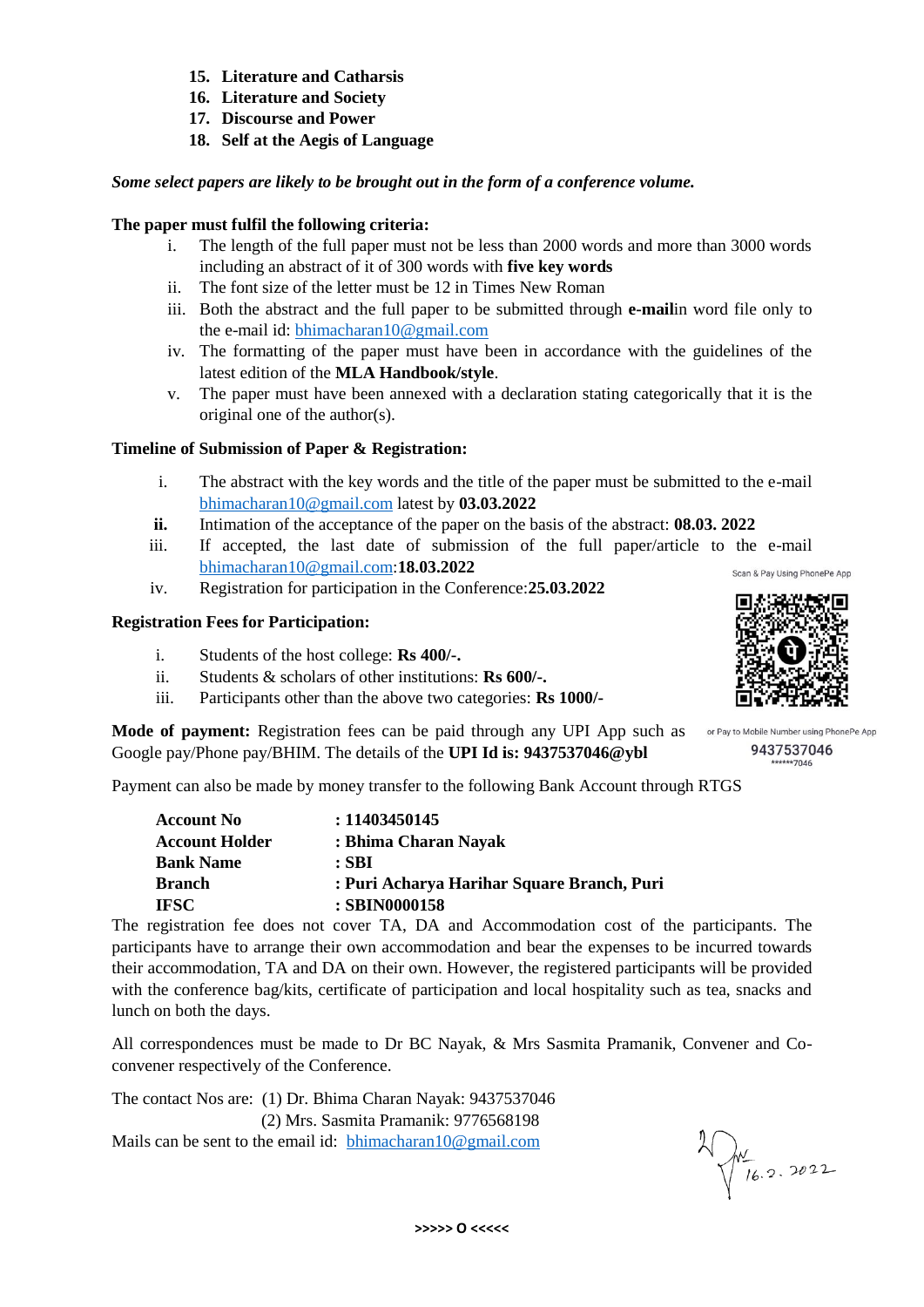15. **Literature and Catharsis**
16. **Literature and Society**
17. **Discourse and Power**
18. **Self at the Aegis of Language**

***Some select papers are likely to be brought out in the form of a conference volume.***

**The paper must fulfil the following criteria:**

i. The length of the full paper must not be less than 2000 words and more than 3000 words including an abstract of it of 300 words with **five key words**
ii. The font size of the letter must be 12 in Times New Roman
iii. Both the abstract and the full paper to be submitted through **e-mail**in word file only to the e-mail id: bhimacharan10@gmail.com
iv. The formatting of the paper must have been in accordance with the guidelines of the latest edition of the **MLA Handbook/style**.
v. The paper must have been annexed with a declaration stating categorically that it is the original one of the author(s).

**Timeline of Submission of Paper & Registration:**

i. The abstract with the key words and the title of the paper must be submitted to the e-mail bhimacharan10@gmail.com latest by **03.03.2022**
**ii.** Intimation of the acceptance of the paper on the basis of the abstract: **08.03. 2022**
iii. If accepted, the last date of submission of the full paper/article to the e-mail bhimacharan10@gmail.com:**18.03.2022**
iv. Registration for participation in the Conference:**25.03.2022**

**Registration Fees for Participation:**

i. Students of the host college: **Rs 400/-.**
ii. Students & scholars of other institutions: **Rs 600/-.**
iii. Participants other than the above two categories: **Rs 1000/-**

Scan & Pay Using PhonePe App

or Pay to Mobile Number using PhonePe App
9437537046
******7046

**Mode of payment:** Registration fees can be paid through any UPI App such as Google pay/Phone pay/BHIM. The details of the **UPI Id is: 9437537046@ybl**

Payment can also be made by money transfer to the following Bank Account through RTGS

| | |
|---|---|
| **Account No** | **: 11403450145** |
| **Account Holder** | **: Bhima Charan Nayak** |
| **Bank Name** | **: SBI** |
| **Branch** | **: Puri Acharya Harihar Square Branch, Puri** |
| **IFSC** | **: SBIN0000158** |

The registration fee does not cover TA, DA and Accommodation cost of the participants. The participants have to arrange their own accommodation and bear the expenses to be incurred towards their accommodation, TA and DA on their own. However, the registered participants will be provided with the conference bag/kits, certificate of participation and local hospitality such as tea, snacks and lunch on both the days.

All correspondences must be made to Dr BC Nayak, & Mrs Sasmita Pramanik, Convener and Co-convener respectively of the Conference.

The contact Nos are: (1) Dr. Bhima Charan Nayak: 9437537046
(2) Mrs. Sasmita Pramanik: 9776568198

Mails can be sent to the email id: bhimacharan10@gmail.com

16.2.2022

>>>>> O <<<<<